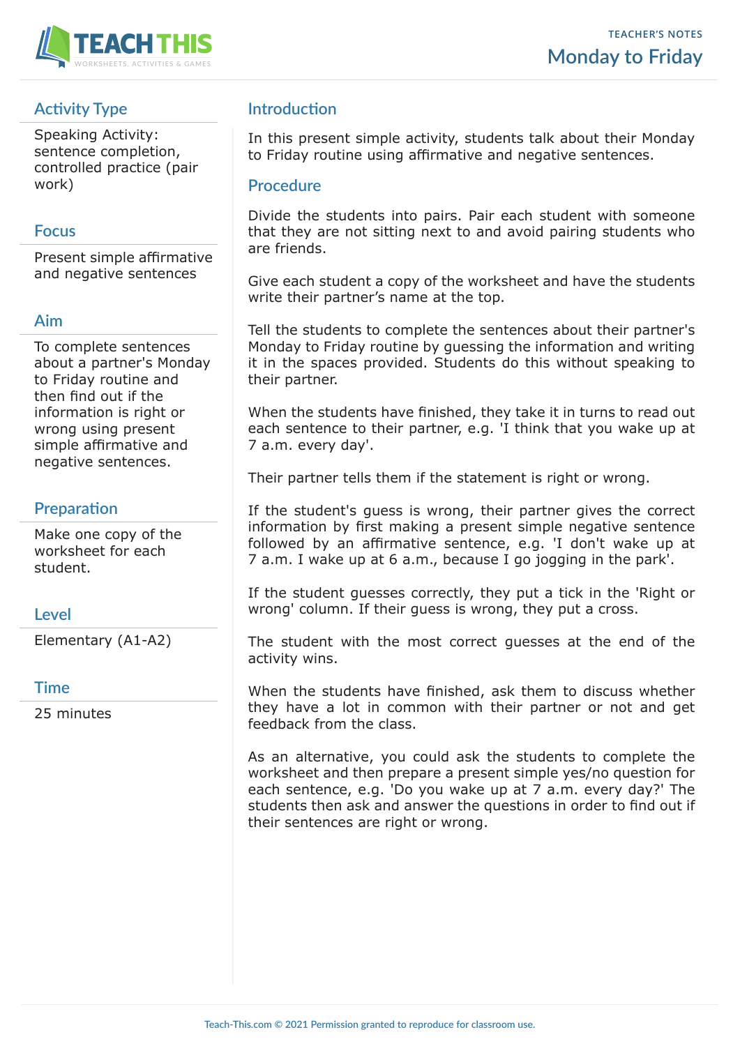TEACHER'S NOTES

# Monday to Friday

## Activity Type

Speaking Activity: sentence completion, controlled practice (pair work)

## Focus

Present simple affirmative and negative sentences

## Aim

To complete sentences about a partner's Monday to Friday routine and then find out if the information is right or wrong using present simple affirmative and negative sentences.

## Preparation

Make one copy of the worksheet for each student.

## Level

Elementary (A1-A2)

## Time

25 minutes

## Introduction

In this present simple activity, students talk about their Monday to Friday routine using affirmative and negative sentences.

## Procedure

Divide the students into pairs. Pair each student with someone that they are not sitting next to and avoid pairing students who are friends.

Give each student a copy of the worksheet and have the students write their partner's name at the top.

Tell the students to complete the sentences about their partner's Monday to Friday routine by guessing the information and writing it in the spaces provided. Students do this without speaking to their partner.

When the students have finished, they take it in turns to read out each sentence to their partner, e.g. 'I think that you wake up at 7 a.m. every day'.

Their partner tells them if the statement is right or wrong.

If the student's guess is wrong, their partner gives the correct information by first making a present simple negative sentence followed by an affirmative sentence, e.g. 'I don't wake up at 7 a.m. I wake up at 6 a.m., because I go jogging in the park'.

If the student guesses correctly, they put a tick in the 'Right or wrong' column. If their guess is wrong, they put a cross.

The student with the most correct guesses at the end of the activity wins.

When the students have finished, ask them to discuss whether they have a lot in common with their partner or not and get feedback from the class.

As an alternative, you could ask the students to complete the worksheet and then prepare a present simple yes/no question for each sentence, e.g. 'Do you wake up at 7 a.m. every day?' The students then ask and answer the questions in order to find out if their sentences are right or wrong.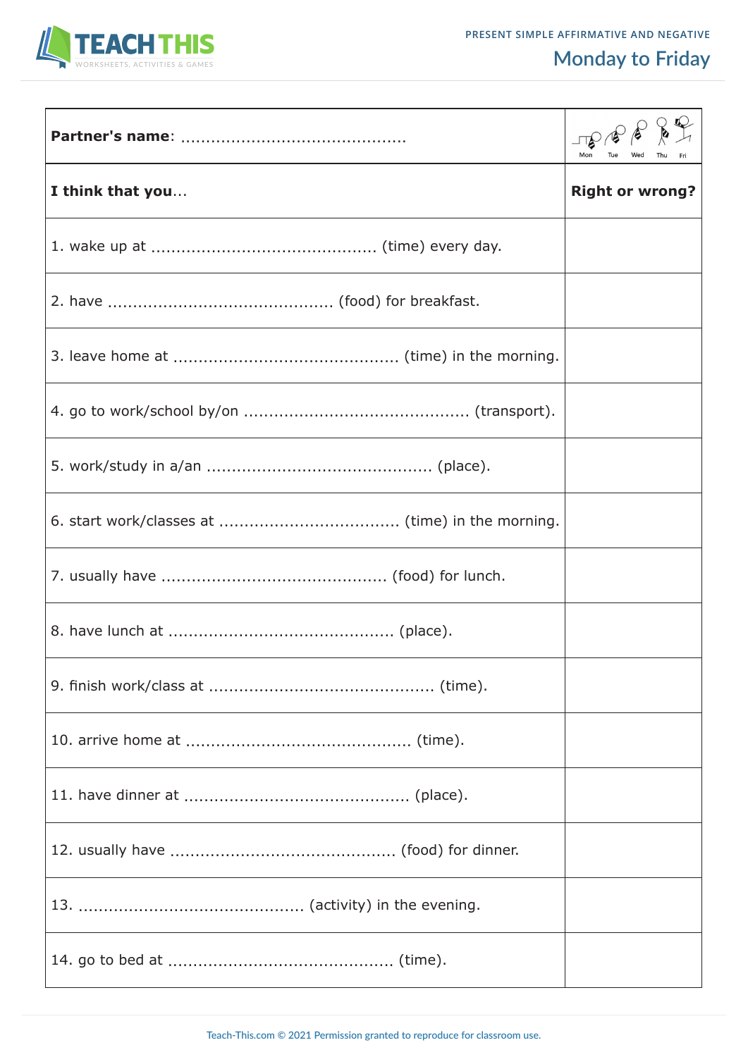| Partner's name: ............................................ | Mon Tue Wed Thu Fri |
|---|---|
| **I think that you...** | **Right or wrong?** |
| 1. wake up at ............................................ (time) every day. | |
| 2. have ............................................ (food) for breakfast. | |
| 3. leave home at ............................................ (time) in the morning. | |
| 4. go to work/school by/on ............................................ (transport). | |
| 5. work/study in a/an ............................................ (place). | |
| 6. start work/classes at .................................... (time) in the morning. | |
| 7. usually have ............................................ (food) for lunch. | |
| 8. have lunch at ............................................ (place). | |
| 9. finish work/class at ............................................ (time). | |
| 10. arrive home at ............................................ (time). | |
| 11. have dinner at ............................................ (place). | |
| 12. usually have ............................................ (food) for dinner. | |
| 13. ............................................ (activity) in the evening. | |
| 14. go to bed at ............................................ (time). | |